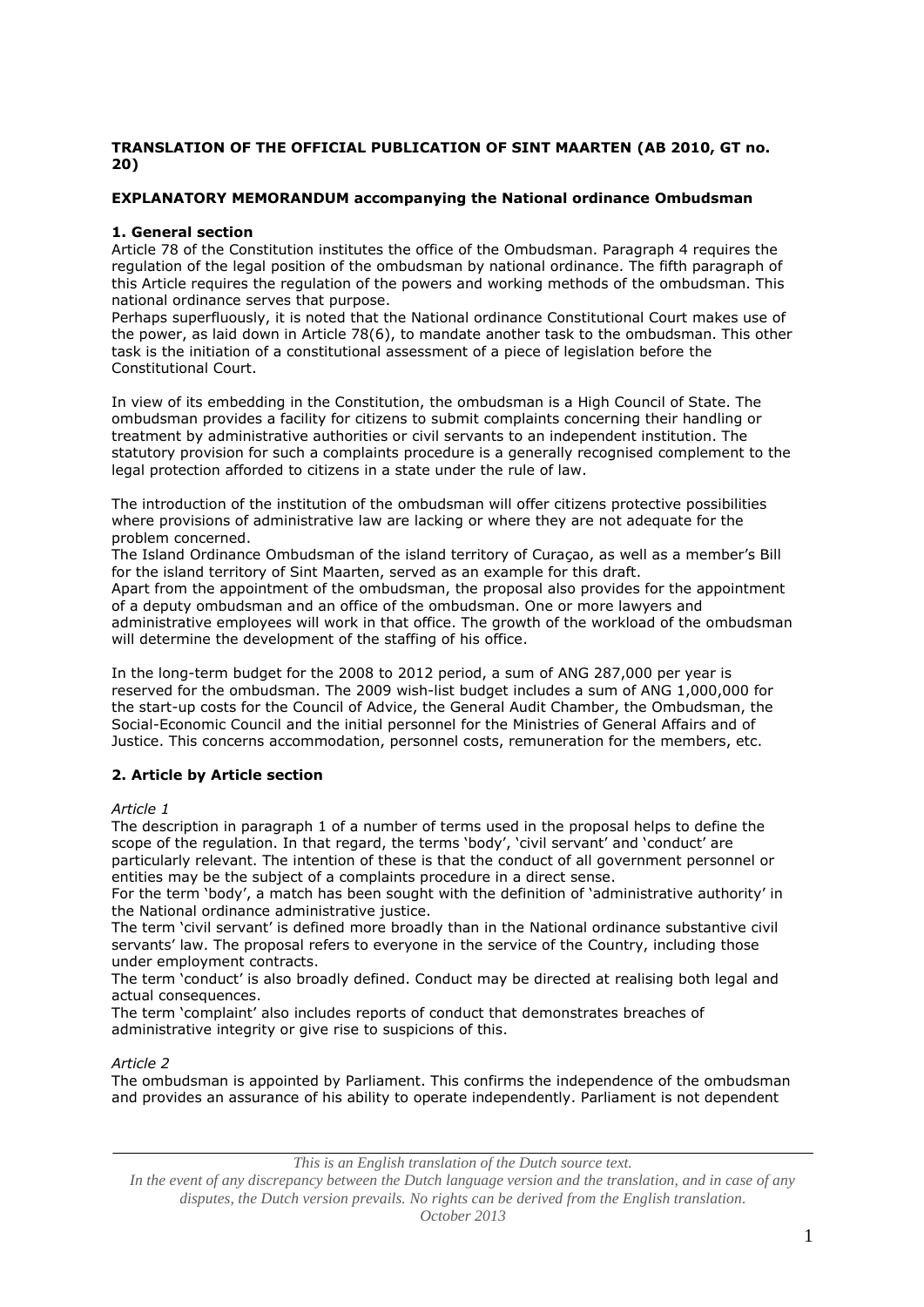**TRANSLATION OF THE OFFICIAL PUBLICATION OF SINT MAARTEN (AB 2010, GT no. 20)**

**EXPLANATORY MEMORANDUM accompanying the National ordinance Ombudsman**

**1. General section**

Article 78 of the Constitution institutes the office of the Ombudsman. Paragraph 4 requires the regulation of the legal position of the ombudsman by national ordinance. The fifth paragraph of this Article requires the regulation of the powers and working methods of the ombudsman. This national ordinance serves that purpose.

Perhaps superfluously, it is noted that the National ordinance Constitutional Court makes use of the power, as laid down in Article 78(6), to mandate another task to the ombudsman. This other task is the initiation of a constitutional assessment of a piece of legislation before the Constitutional Court.

In view of its embedding in the Constitution, the ombudsman is a High Council of State. The ombudsman provides a facility for citizens to submit complaints concerning their handling or treatment by administrative authorities or civil servants to an independent institution. The statutory provision for such a complaints procedure is a generally recognised complement to the legal protection afforded to citizens in a state under the rule of law.

The introduction of the institution of the ombudsman will offer citizens protective possibilities where provisions of administrative law are lacking or where they are not adequate for the problem concerned.

The Island Ordinance Ombudsman of the island territory of Curaçao, as well as a member's Bill for the island territory of Sint Maarten, served as an example for this draft.

Apart from the appointment of the ombudsman, the proposal also provides for the appointment of a deputy ombudsman and an office of the ombudsman. One or more lawyers and administrative employees will work in that office. The growth of the workload of the ombudsman will determine the development of the staffing of his office.

In the long-term budget for the 2008 to 2012 period, a sum of ANG 287,000 per year is reserved for the ombudsman. The 2009 wish-list budget includes a sum of ANG 1,000,000 for the start-up costs for the Council of Advice, the General Audit Chamber, the Ombudsman, the Social-Economic Council and the initial personnel for the Ministries of General Affairs and of Justice. This concerns accommodation, personnel costs, remuneration for the members, etc.

**2. Article by Article section**

*Article 1*

The description in paragraph 1 of a number of terms used in the proposal helps to define the scope of the regulation. In that regard, the terms 'body', 'civil servant' and 'conduct' are particularly relevant. The intention of these is that the conduct of all government personnel or entities may be the subject of a complaints procedure in a direct sense.

For the term 'body', a match has been sought with the definition of 'administrative authority' in the National ordinance administrative justice.

The term 'civil servant' is defined more broadly than in the National ordinance substantive civil servants' law. The proposal refers to everyone in the service of the Country, including those under employment contracts.

The term 'conduct' is also broadly defined. Conduct may be directed at realising both legal and actual consequences.

The term 'complaint' also includes reports of conduct that demonstrates breaches of administrative integrity or give rise to suspicions of this.

*Article 2*

The ombudsman is appointed by Parliament. This confirms the independence of the ombudsman and provides an assurance of his ability to operate independently. Parliament is not dependent

*This is an English translation of the Dutch source text.*
*In the event of any discrepancy between the Dutch language version and the translation, and in case of any disputes, the Dutch version prevails. No rights can be derived from the English translation.*
*October 2013*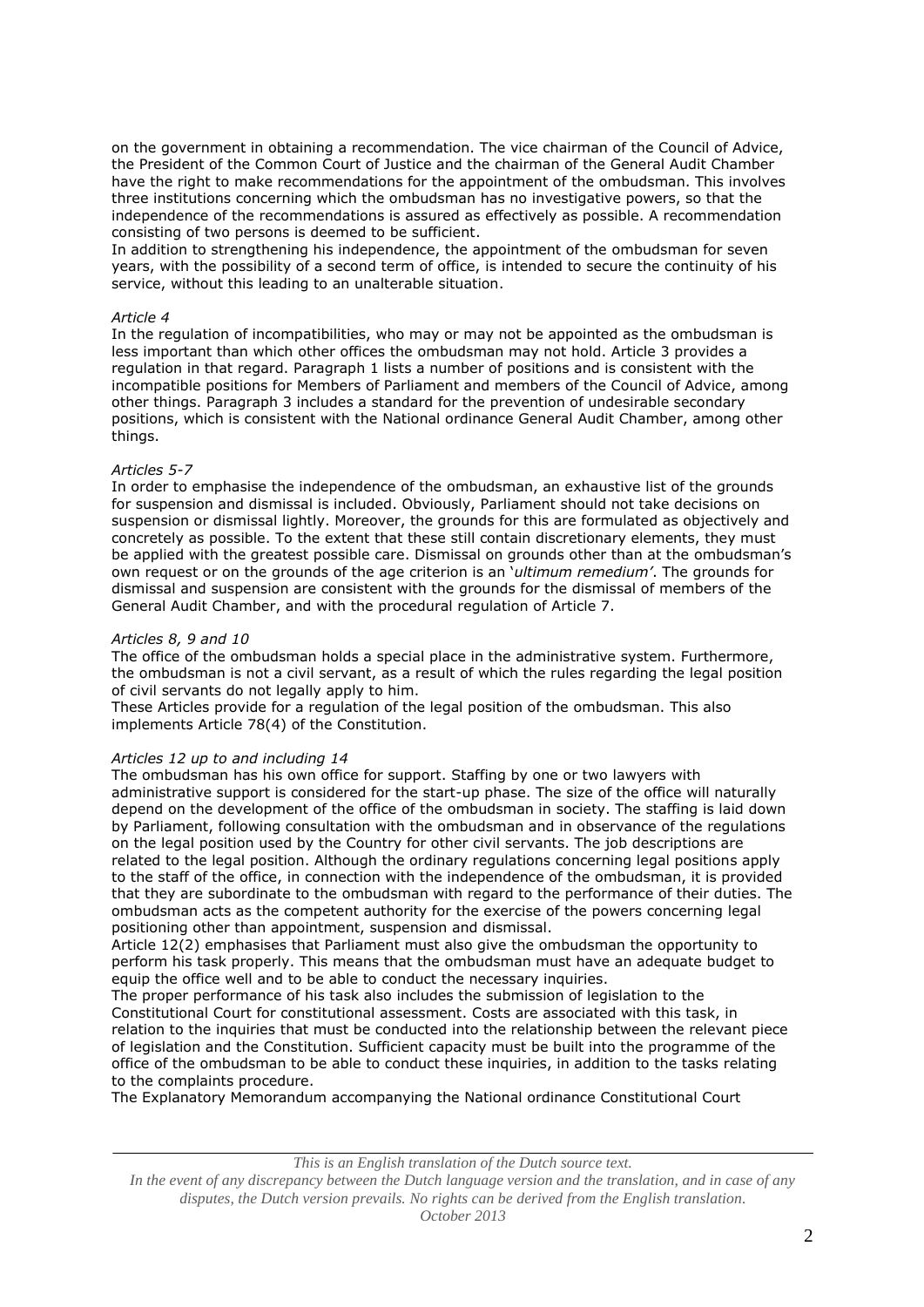on the government in obtaining a recommendation. The vice chairman of the Council of Advice, the President of the Common Court of Justice and the chairman of the General Audit Chamber have the right to make recommendations for the appointment of the ombudsman. This involves three institutions concerning which the ombudsman has no investigative powers, so that the independence of the recommendations is assured as effectively as possible. A recommendation consisting of two persons is deemed to be sufficient.

In addition to strengthening his independence, the appointment of the ombudsman for seven years, with the possibility of a second term of office, is intended to secure the continuity of his service, without this leading to an unalterable situation.

*Article 4*

In the regulation of incompatibilities, who may or may not be appointed as the ombudsman is less important than which other offices the ombudsman may not hold. Article 3 provides a regulation in that regard. Paragraph 1 lists a number of positions and is consistent with the incompatible positions for Members of Parliament and members of the Council of Advice, among other things. Paragraph 3 includes a standard for the prevention of undesirable secondary positions, which is consistent with the National ordinance General Audit Chamber, among other things.

*Articles 5-7*

In order to emphasise the independence of the ombudsman, an exhaustive list of the grounds for suspension and dismissal is included. Obviously, Parliament should not take decisions on suspension or dismissal lightly. Moreover, the grounds for this are formulated as objectively and concretely as possible. To the extent that these still contain discretionary elements, they must be applied with the greatest possible care. Dismissal on grounds other than at the ombudsman's own request or on the grounds of the age criterion is an '*ultimum remedium'*. The grounds for dismissal and suspension are consistent with the grounds for the dismissal of members of the General Audit Chamber, and with the procedural regulation of Article 7.

*Articles 8, 9 and 10*

The office of the ombudsman holds a special place in the administrative system. Furthermore, the ombudsman is not a civil servant, as a result of which the rules regarding the legal position of civil servants do not legally apply to him.

These Articles provide for a regulation of the legal position of the ombudsman. This also implements Article 78(4) of the Constitution.

*Articles 12 up to and including 14*

The ombudsman has his own office for support. Staffing by one or two lawyers with administrative support is considered for the start-up phase. The size of the office will naturally depend on the development of the office of the ombudsman in society. The staffing is laid down by Parliament, following consultation with the ombudsman and in observance of the regulations on the legal position used by the Country for other civil servants. The job descriptions are related to the legal position. Although the ordinary regulations concerning legal positions apply to the staff of the office, in connection with the independence of the ombudsman, it is provided that they are subordinate to the ombudsman with regard to the performance of their duties. The ombudsman acts as the competent authority for the exercise of the powers concerning legal positioning other than appointment, suspension and dismissal.

Article 12(2) emphasises that Parliament must also give the ombudsman the opportunity to perform his task properly. This means that the ombudsman must have an adequate budget to equip the office well and to be able to conduct the necessary inquiries.

The proper performance of his task also includes the submission of legislation to the Constitutional Court for constitutional assessment. Costs are associated with this task, in relation to the inquiries that must be conducted into the relationship between the relevant piece of legislation and the Constitution. Sufficient capacity must be built into the programme of the office of the ombudsman to be able to conduct these inquiries, in addition to the tasks relating to the complaints procedure.

The Explanatory Memorandum accompanying the National ordinance Constitutional Court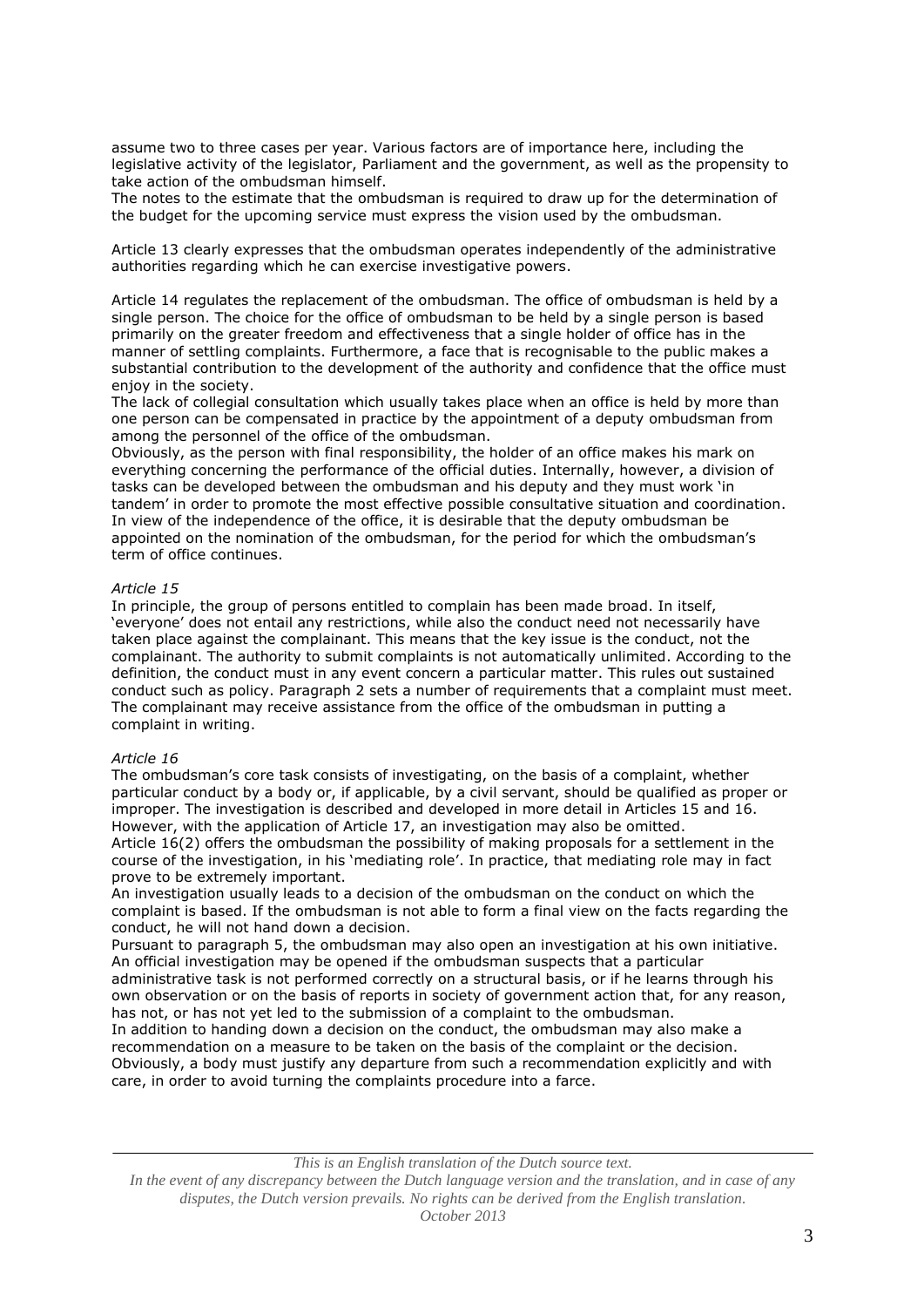assume two to three cases per year. Various factors are of importance here, including the legislative activity of the legislator, Parliament and the government, as well as the propensity to take action of the ombudsman himself.
The notes to the estimate that the ombudsman is required to draw up for the determination of the budget for the upcoming service must express the vision used by the ombudsman.

Article 13 clearly expresses that the ombudsman operates independently of the administrative authorities regarding which he can exercise investigative powers.

Article 14 regulates the replacement of the ombudsman. The office of ombudsman is held by a single person. The choice for the office of ombudsman to be held by a single person is based primarily on the greater freedom and effectiveness that a single holder of office has in the manner of settling complaints. Furthermore, a face that is recognisable to the public makes a substantial contribution to the development of the authority and confidence that the office must enjoy in the society.
The lack of collegial consultation which usually takes place when an office is held by more than one person can be compensated in practice by the appointment of a deputy ombudsman from among the personnel of the office of the ombudsman.
Obviously, as the person with final responsibility, the holder of an office makes his mark on everything concerning the performance of the official duties. Internally, however, a division of tasks can be developed between the ombudsman and his deputy and they must work 'in tandem' in order to promote the most effective possible consultative situation and coordination. In view of the independence of the office, it is desirable that the deputy ombudsman be appointed on the nomination of the ombudsman, for the period for which the ombudsman's term of office continues.

*Article 15*
In principle, the group of persons entitled to complain has been made broad. In itself, 'everyone' does not entail any restrictions, while also the conduct need not necessarily have taken place against the complainant. This means that the key issue is the conduct, not the complainant. The authority to submit complaints is not automatically unlimited. According to the definition, the conduct must in any event concern a particular matter. This rules out sustained conduct such as policy. Paragraph 2 sets a number of requirements that a complaint must meet. The complainant may receive assistance from the office of the ombudsman in putting a complaint in writing.

*Article 16*
The ombudsman's core task consists of investigating, on the basis of a complaint, whether particular conduct by a body or, if applicable, by a civil servant, should be qualified as proper or improper. The investigation is described and developed in more detail in Articles 15 and 16. However, with the application of Article 17, an investigation may also be omitted.
Article 16(2) offers the ombudsman the possibility of making proposals for a settlement in the course of the investigation, in his 'mediating role'. In practice, that mediating role may in fact prove to be extremely important.
An investigation usually leads to a decision of the ombudsman on the conduct on which the complaint is based. If the ombudsman is not able to form a final view on the facts regarding the conduct, he will not hand down a decision.
Pursuant to paragraph 5, the ombudsman may also open an investigation at his own initiative. An official investigation may be opened if the ombudsman suspects that a particular administrative task is not performed correctly on a structural basis, or if he learns through his own observation or on the basis of reports in society of government action that, for any reason, has not, or has not yet led to the submission of a complaint to the ombudsman.
In addition to handing down a decision on the conduct, the ombudsman may also make a recommendation on a measure to be taken on the basis of the complaint or the decision. Obviously, a body must justify any departure from such a recommendation explicitly and with care, in order to avoid turning the complaints procedure into a farce.

*This is an English translation of the Dutch source text.*
*In the event of any discrepancy between the Dutch language version and the translation, and in case of any disputes, the Dutch version prevails. No rights can be derived from the English translation.*
*October 2013*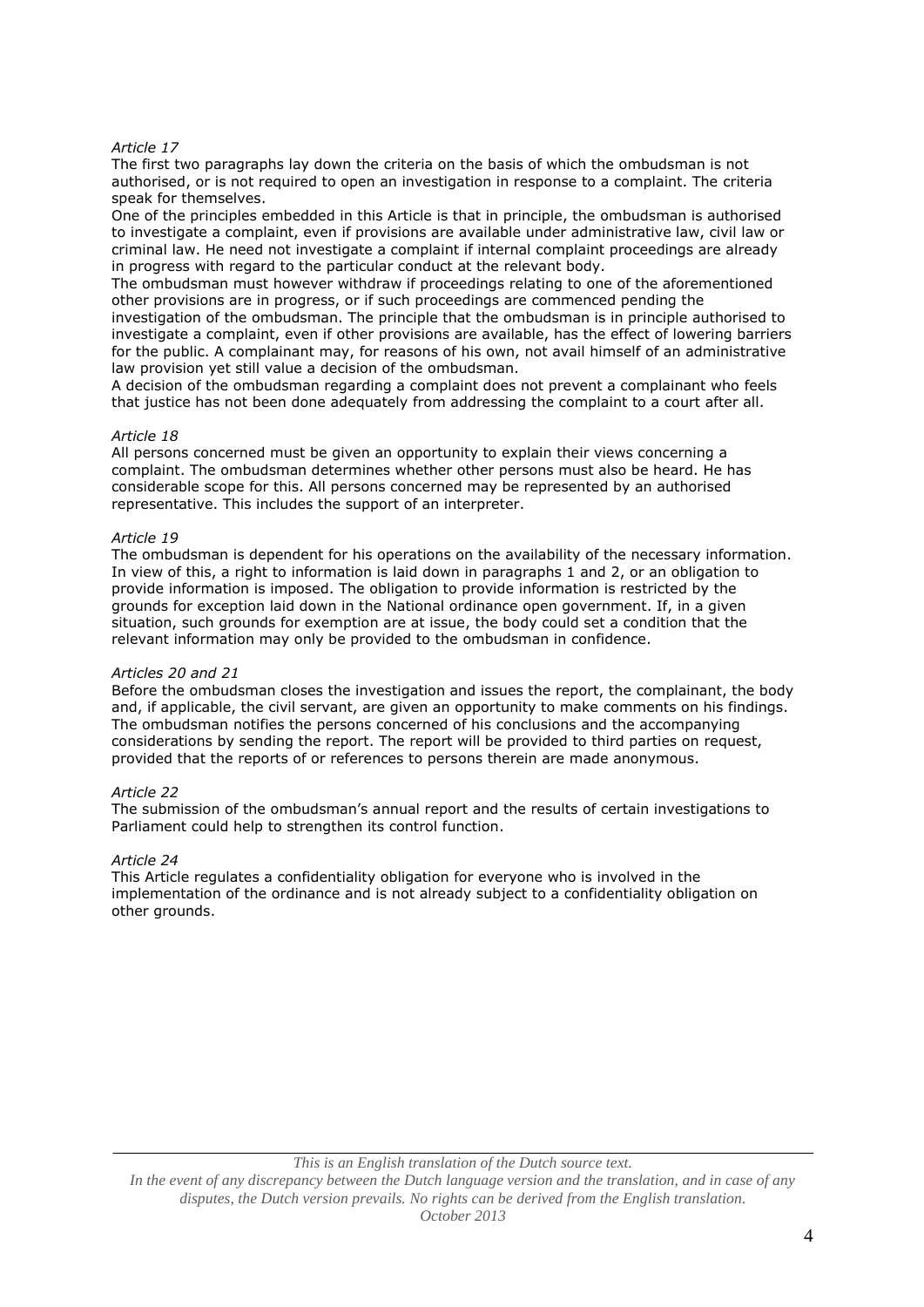*Article 17*

The first two paragraphs lay down the criteria on the basis of which the ombudsman is not authorised, or is not required to open an investigation in response to a complaint. The criteria speak for themselves.

One of the principles embedded in this Article is that in principle, the ombudsman is authorised to investigate a complaint, even if provisions are available under administrative law, civil law or criminal law. He need not investigate a complaint if internal complaint proceedings are already in progress with regard to the particular conduct at the relevant body.

The ombudsman must however withdraw if proceedings relating to one of the aforementioned other provisions are in progress, or if such proceedings are commenced pending the investigation of the ombudsman. The principle that the ombudsman is in principle authorised to investigate a complaint, even if other provisions are available, has the effect of lowering barriers for the public. A complainant may, for reasons of his own, not avail himself of an administrative law provision yet still value a decision of the ombudsman.

A decision of the ombudsman regarding a complaint does not prevent a complainant who feels that justice has not been done adequately from addressing the complaint to a court after all.

*Article 18*

All persons concerned must be given an opportunity to explain their views concerning a complaint. The ombudsman determines whether other persons must also be heard. He has considerable scope for this. All persons concerned may be represented by an authorised representative. This includes the support of an interpreter.

*Article 19*

The ombudsman is dependent for his operations on the availability of the necessary information. In view of this, a right to information is laid down in paragraphs 1 and 2, or an obligation to provide information is imposed. The obligation to provide information is restricted by the grounds for exception laid down in the National ordinance open government. If, in a given situation, such grounds for exemption are at issue, the body could set a condition that the relevant information may only be provided to the ombudsman in confidence.

*Articles 20 and 21*

Before the ombudsman closes the investigation and issues the report, the complainant, the body and, if applicable, the civil servant, are given an opportunity to make comments on his findings. The ombudsman notifies the persons concerned of his conclusions and the accompanying considerations by sending the report. The report will be provided to third parties on request, provided that the reports of or references to persons therein are made anonymous.

*Article 22*

The submission of the ombudsman's annual report and the results of certain investigations to Parliament could help to strengthen its control function.

*Article 24*

This Article regulates a confidentiality obligation for everyone who is involved in the implementation of the ordinance and is not already subject to a confidentiality obligation on other grounds.

*This is an English translation of the Dutch source text.*
*In the event of any discrepancy between the Dutch language version and the translation, and in case of any disputes, the Dutch version prevails. No rights can be derived from the English translation.*
*October 2013*